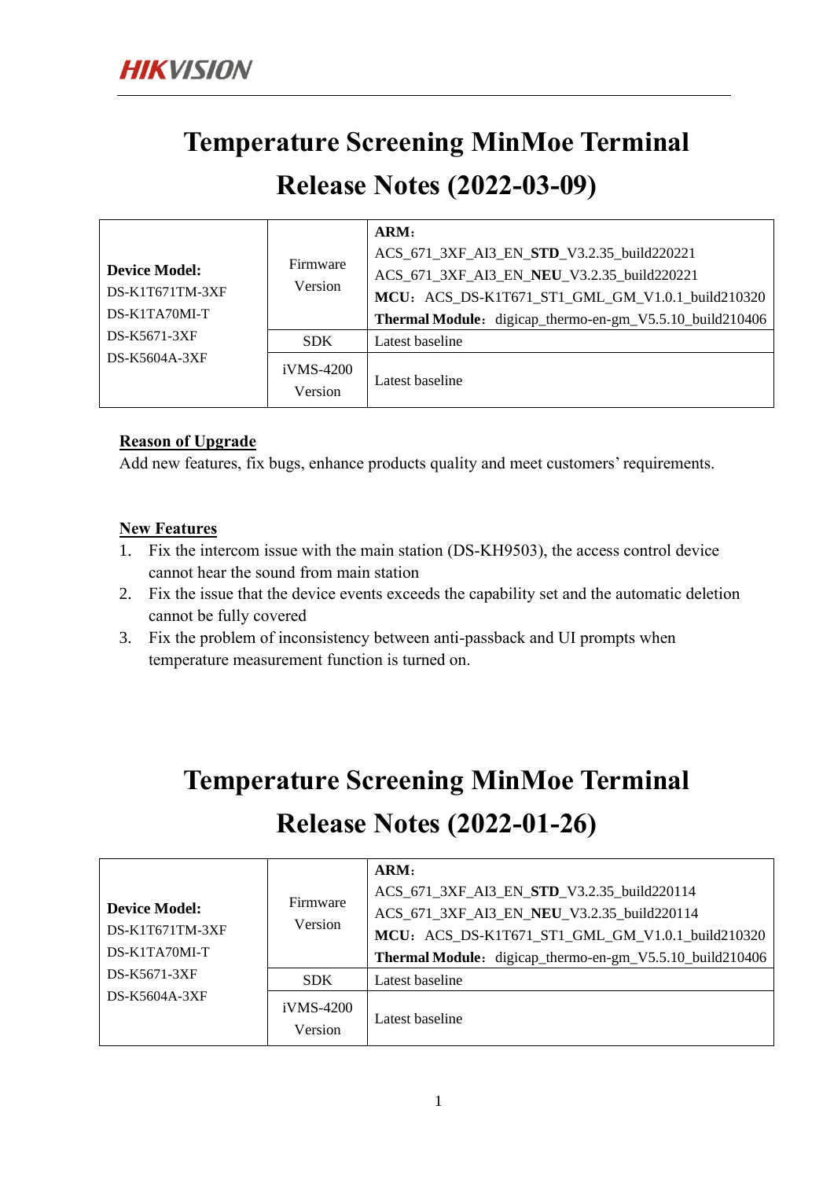# Temperature Screening MinMoe Terminal Release Notes (2022-03-09)

| Device Model: DS-K1T671TM-3XF DS-K1TA70MI-T DS-K5671-3XF DS-K5604A-3XF | Firmware Version | **ARM**: ACS_671_3XF_AI3_EN_**STD**_V3.2.35_build220221 ACS_671_3XF_AI3_EN_**NEU**_V3.2.35_build220221 **MCU**: ACS_DS-K1T671_ST1_GML_GM_V1.0.1_build210320 **Thermal Module**: digicap_thermo-en-gm_V5.5.10_build210406 |
|---|---|---|
| | SDK | Latest baseline |
| | iVMS-4200 Version | Latest baseline |

**Reason of Upgrade**

Add new features, fix bugs, enhance products quality and meet customers' requirements.

**New Features**

1. Fix the intercom issue with the main station (DS-KH9503), the access control device cannot hear the sound from main station
2. Fix the issue that the device events exceeds the capability set and the automatic deletion cannot be fully covered
3. Fix the problem of inconsistency between anti-passback and UI prompts when temperature measurement function is turned on.

# Temperature Screening MinMoe Terminal Release Notes (2022-01-26)

| Device Model: DS-K1T671TM-3XF DS-K1TA70MI-T DS-K5671-3XF DS-K5604A-3XF | Firmware Version | **ARM**: ACS_671_3XF_AI3_EN_**STD**_V3.2.35_build220114 ACS_671_3XF_AI3_EN_**NEU**_V3.2.35_build220114 **MCU**: ACS_DS-K1T671_ST1_GML_GM_V1.0.1_build210320 **Thermal Module**: digicap_thermo-en-gm_V5.5.10_build210406 |
|---|---|---|
| | SDK | Latest baseline |
| | iVMS-4200 Version | Latest baseline |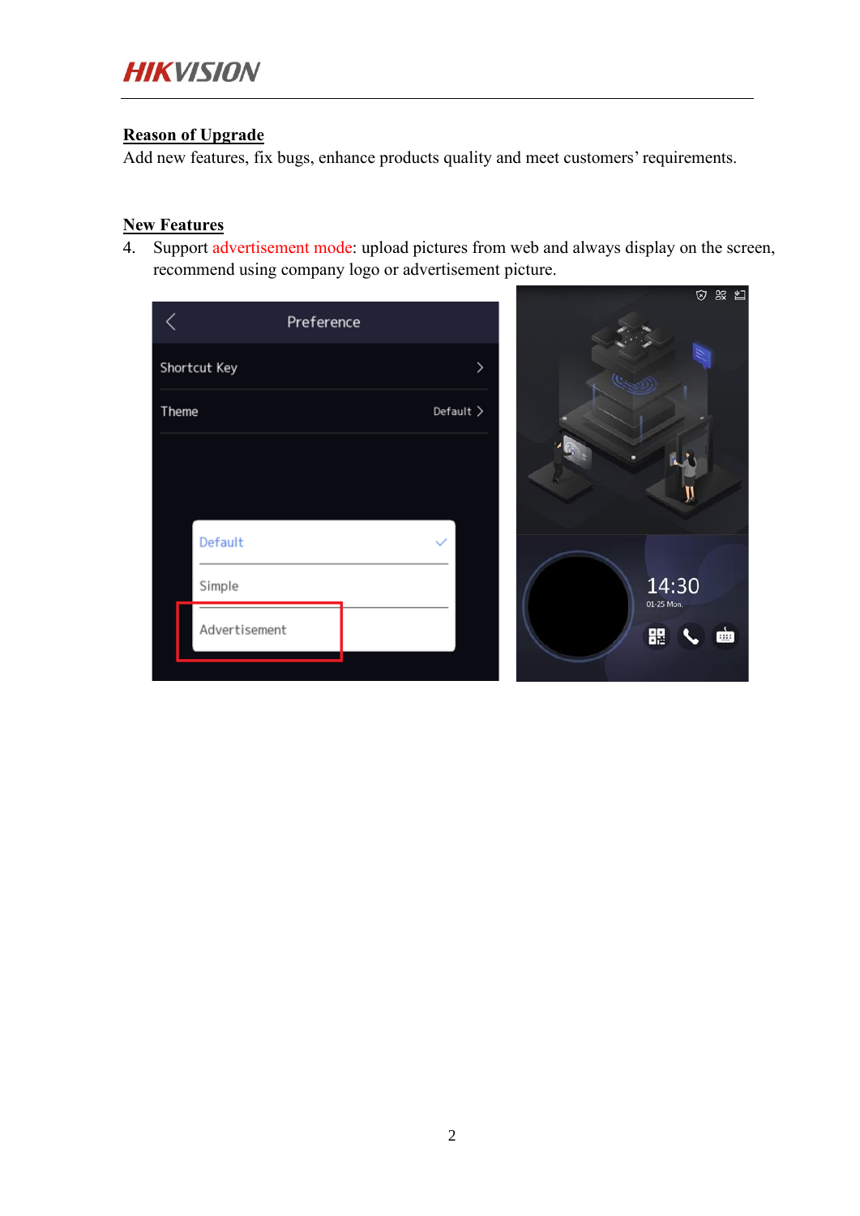**Reason of Upgrade**

Add new features, fix bugs, enhance products quality and meet customers' requirements.

**New Features**

4. Support advertisement mode: upload pictures from web and always display on the screen, recommend using company logo or advertisement picture.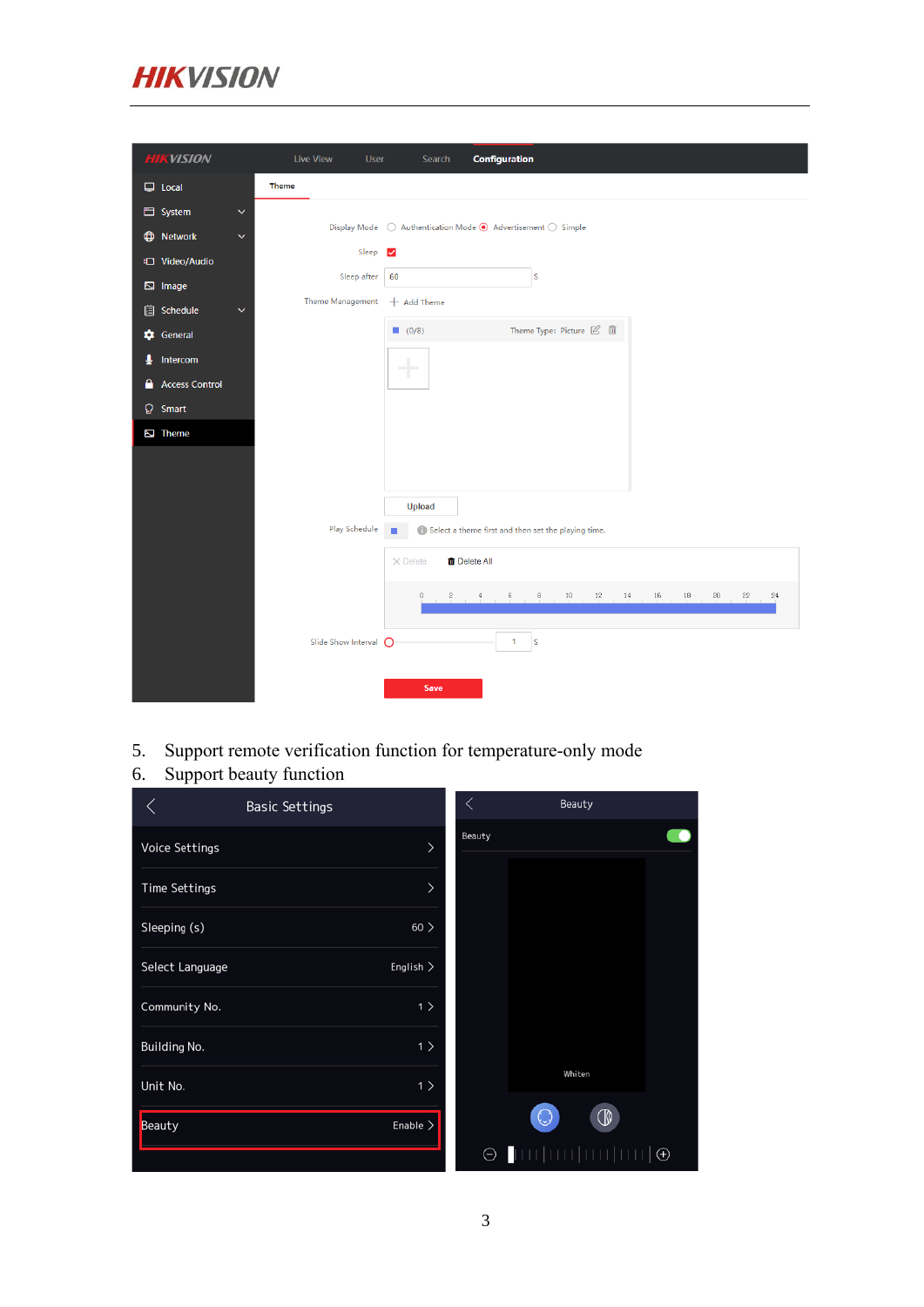5. Support remote verification function for temperature-only mode
6. Support beauty function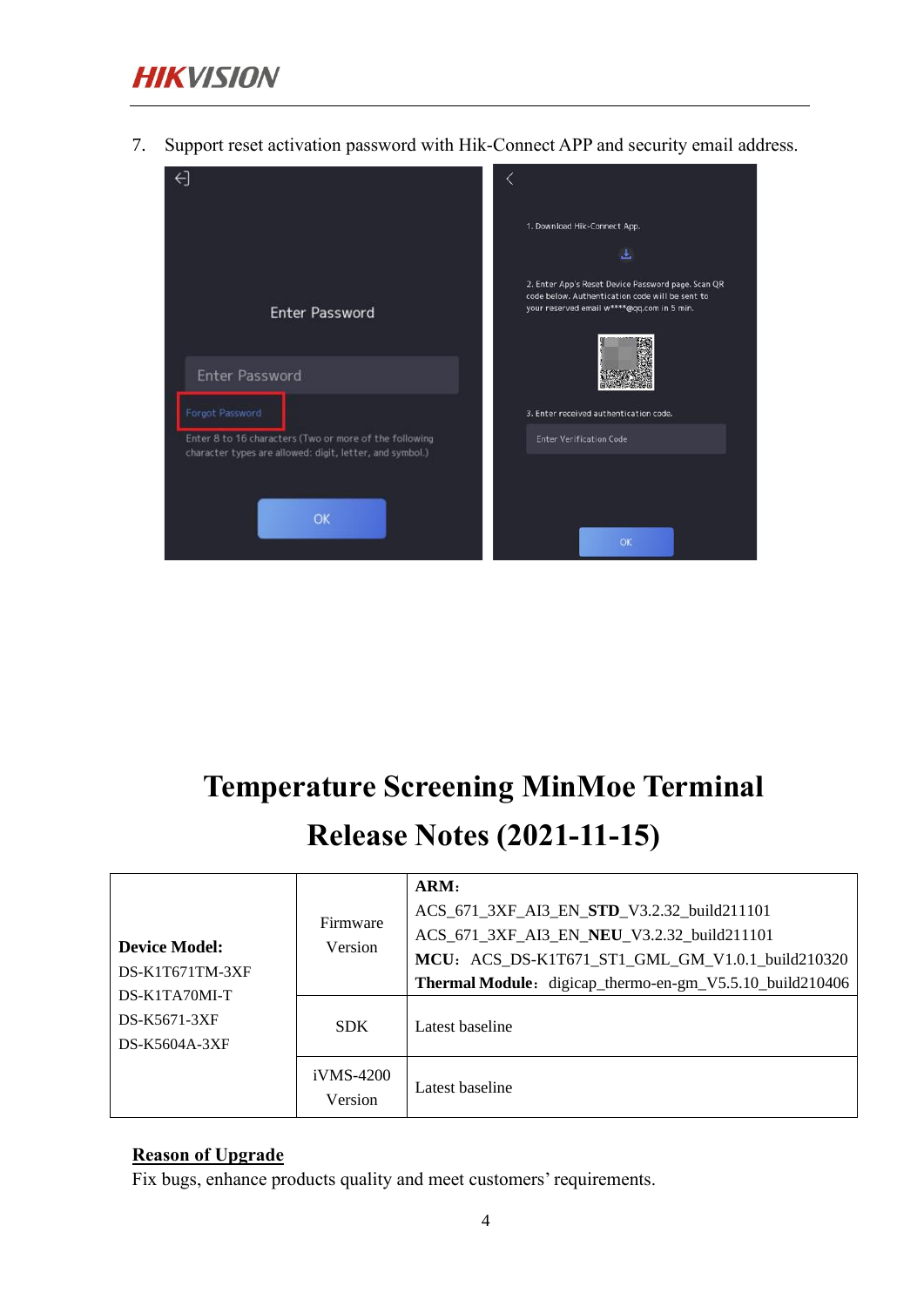7. Support reset activation password with Hik-Connect APP and security email address.

# Temperature Screening MinMoe Terminal Release Notes (2021-11-15)

| **Device Model:**<br>DS-K1T671TM-3XF<br>DS-K1TA70MI-T<br>DS-K5671-3XF<br>DS-K5604A-3XF | Firmware Version | **ARM:**<br>ACS_671_3XF_AI3_EN_**STD**_V3.2.32_build211101<br>ACS_671_3XF_AI3_EN_**NEU**_V3.2.32_build211101<br>**MCU:** ACS_DS-K1T671_ST1_GML_GM_V1.0.1_build210320<br>**Thermal Module:** digicap_thermo-en-gm_V5.5.10_build210406 |
|---|---|---|
| | SDK | Latest baseline |
| | iVMS-4200 Version | Latest baseline |

**Reason of Upgrade**

Fix bugs, enhance products quality and meet customers' requirements.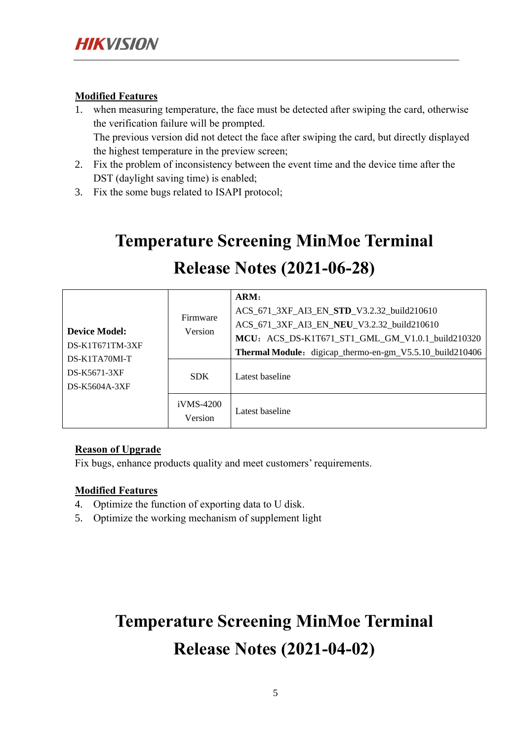**Modified Features**

1. when measuring temperature, the face must be detected after swiping the card, otherwise the verification failure will be prompted.
   The previous version did not detect the face after swiping the card, but directly displayed the highest temperature in the preview screen;
2. Fix the problem of inconsistency between the event time and the device time after the DST (daylight saving time) is enabled;
3. Fix the some bugs related to ISAPI protocol;

# Temperature Screening MinMoe Terminal Release Notes (2021-06-28)

| **Device Model:** DS-K1T671TM-3XF DS-K1TA70MI-T DS-K5671-3XF DS-K5604A-3XF | Firmware Version | **ARM**: ACS_671_3XF_AI3_EN_**STD**_V3.2.32_build210610 ACS_671_3XF_AI3_EN_**NEU**_V3.2.32_build210610 **MCU**: ACS_DS-K1T671_ST1_GML_GM_V1.0.1_build210320 **Thermal Module**: digicap_thermo-en-gm_V5.5.10_build210406 |
|---|---|---|
| | SDK | Latest baseline |
| | iVMS-4200 Version | Latest baseline |

**Reason of Upgrade**

Fix bugs, enhance products quality and meet customers' requirements.

**Modified Features**

4. Optimize the function of exporting data to U disk.
5. Optimize the working mechanism of supplement light

# Temperature Screening MinMoe Terminal Release Notes (2021-04-02)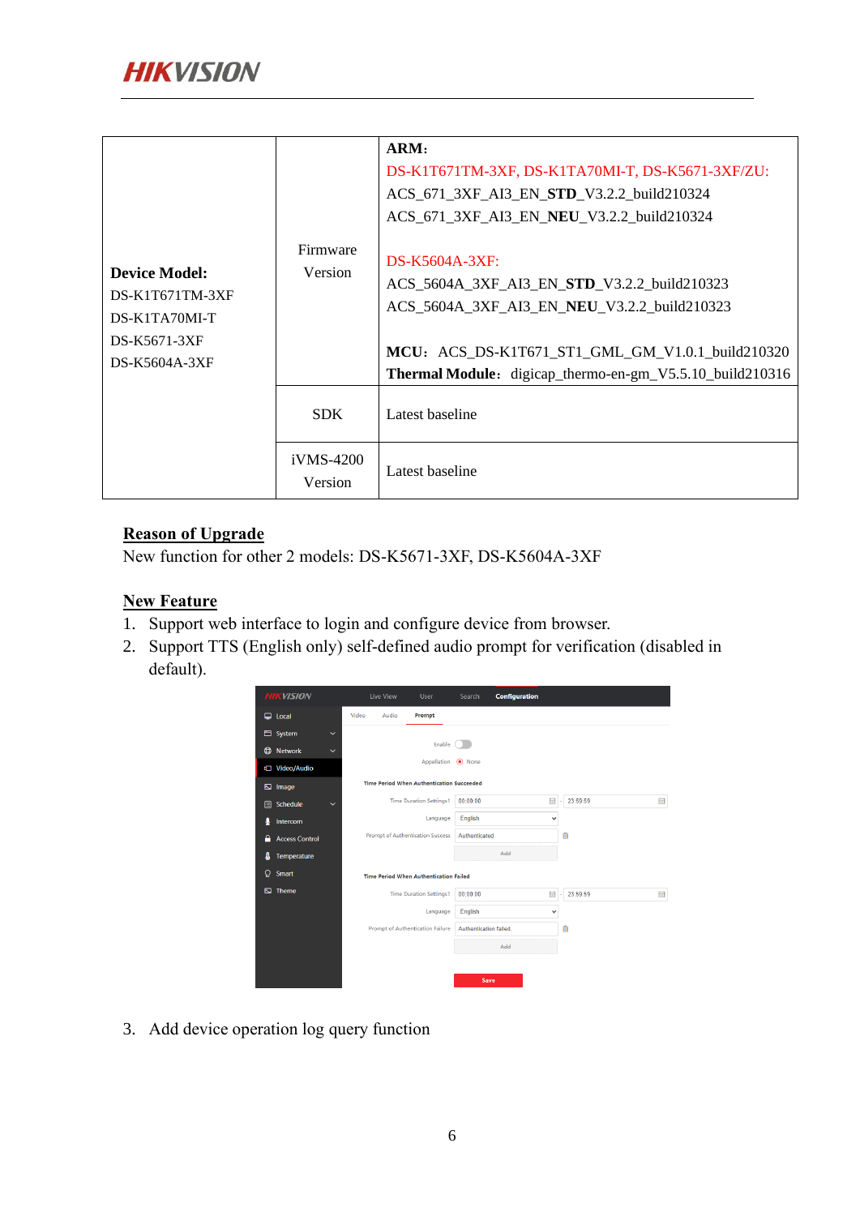| **Device Model:** DS-K1T671TM-3XF DS-K1TA70MI-T DS-K5671-3XF DS-K5604A-3XF | Firmware Version | **ARM**: DS-K1T671TM-3XF, DS-K1TA70MI-T, DS-K5671-3XF/ZU: ACS_671_3XF_AI3_EN_**STD**_V3.2.2_build210324 ACS_671_3XF_AI3_EN_**NEU**_V3.2.2_build210324 DS-K5604A-3XF: ACS_5604A_3XF_AI3_EN_**STD**_V3.2.2_build210323 ACS_5604A_3XF_AI3_EN_**NEU**_V3.2.2_build210323 **MCU**: ACS_DS-K1T671_ST1_GML_GM_V1.0.1_build210320 **Thermal Module**: digicap_thermo-en-gm_V5.5.10_build210316 |
|---|---|---|
| | SDK | Latest baseline |
| | iVMS-4200 Version | Latest baseline |

## Reason of Upgrade

New function for other 2 models: DS-K5671-3XF, DS-K5604A-3XF

## New Feature

1. Support web interface to login and configure device from browser.
2. Support TTS (English only) self-defined audio prompt for verification (disabled in default).
3. Add device operation log query function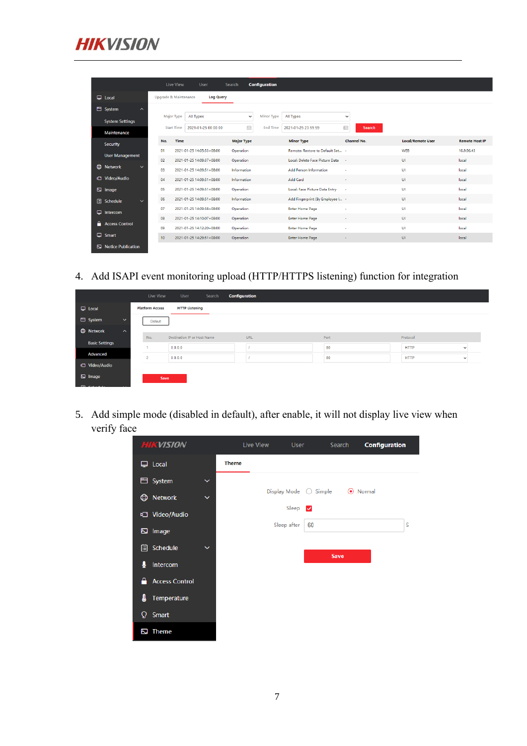4. Add ISAPI event monitoring upload (HTTP/HTTPS listening) function for integration

5. Add simple mode (disabled in default), after enable, it will not display live view when verify face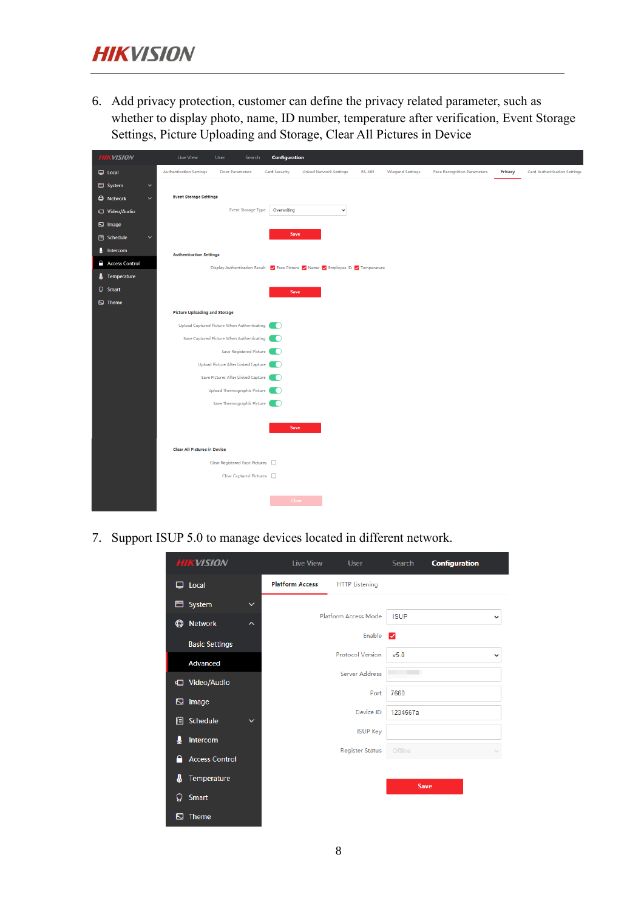6. Add privacy protection, customer can define the privacy related parameter, such as whether to display photo, name, ID number, temperature after verification, Event Storage Settings, Picture Uploading and Storage, Clear All Pictures in Device

7. Support ISUP 5.0 to manage devices located in different network.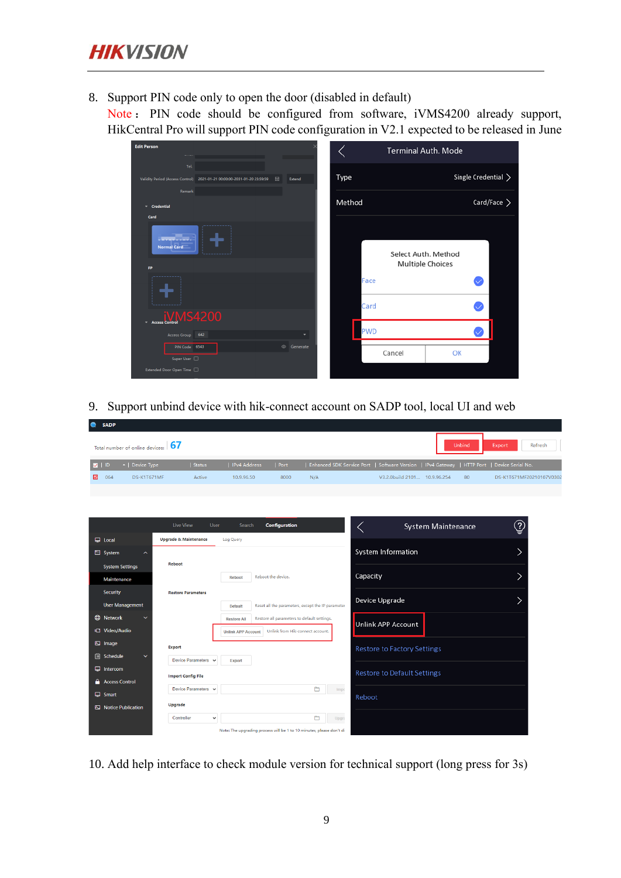8. Support PIN code only to open the door (disabled in default)
   Note： PIN code should be configured from software, iVMS4200 already support, HikCentral Pro will support PIN code configuration in V2.1 expected to be released in June

9. Support unbind device with hik-connect account on SADP tool, local UI and web

10. Add help interface to check module version for technical support (long press for 3s)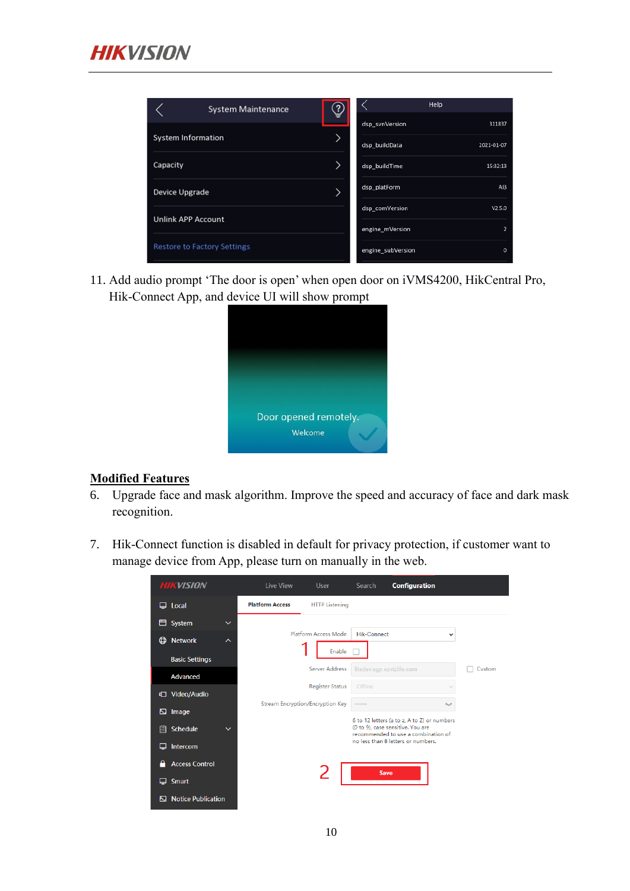11. Add audio prompt ‘The door is open’ when open door on iVMS4200, HikCentral Pro, Hik-Connect App, and device UI will show prompt

## Modified Features

6. Upgrade face and mask algorithm. Improve the speed and accuracy of face and dark mask recognition.

7. Hik-Connect function is disabled in default for privacy protection, if customer want to manage device from App, please turn on manually in the web.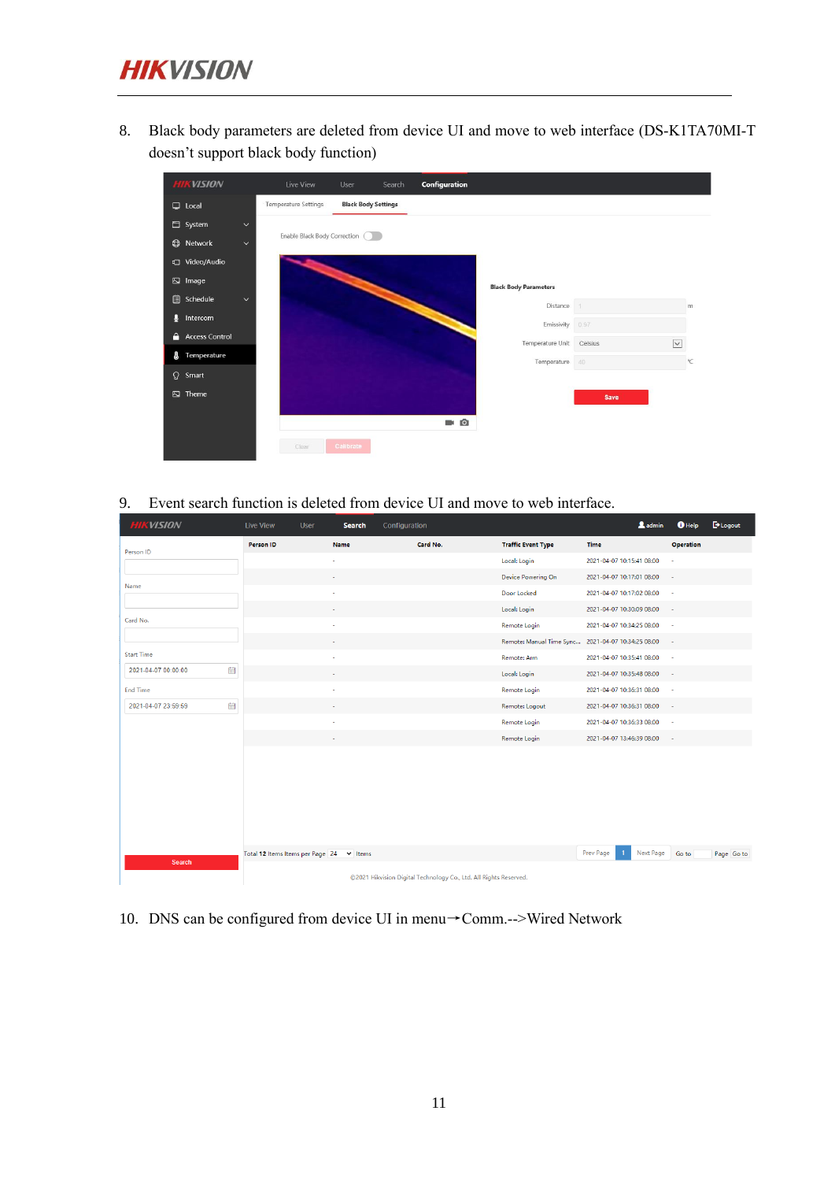8. Black body parameters are deleted from device UI and move to web interface (DS-K1TA70MI-T doesn't support black body function)

9. Event search function is deleted from device UI and move to web interface.

10. DNS can be configured from device UI in menu→Comm.-->Wired Network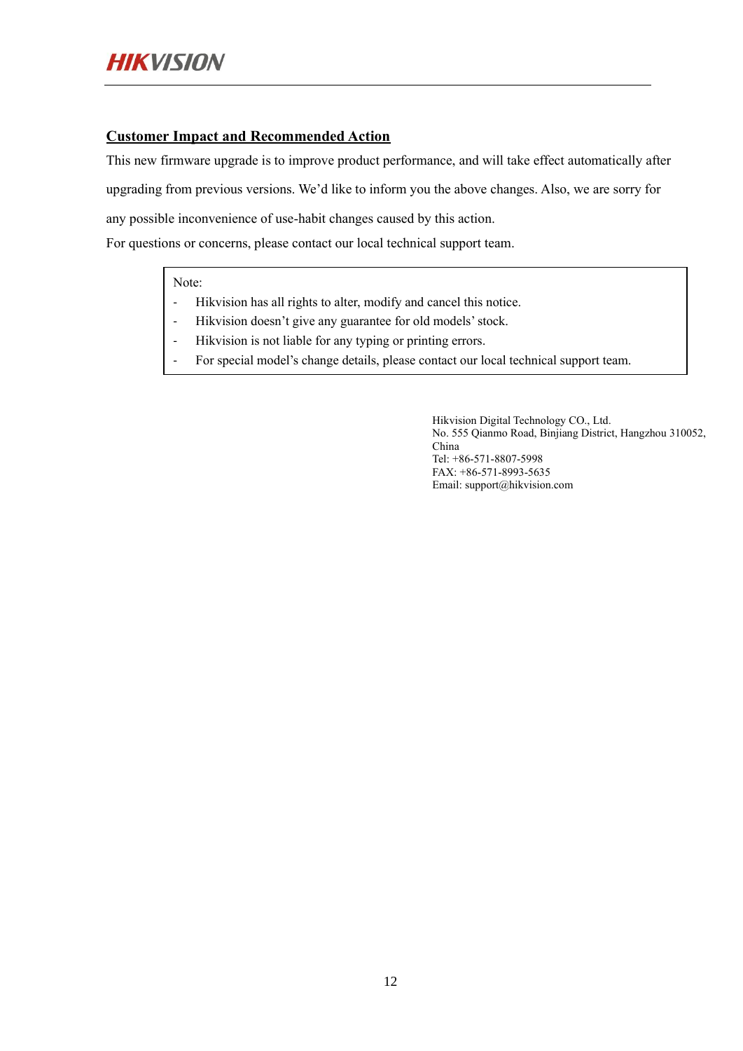## Customer Impact and Recommended Action

This new firmware upgrade is to improve product performance, and will take effect automatically after upgrading from previous versions. We'd like to inform you the above changes. Also, we are sorry for any possible inconvenience of use-habit changes caused by this action.

For questions or concerns, please contact our local technical support team.

> Note:
> - Hikvision has all rights to alter, modify and cancel this notice.
> - Hikvision doesn't give any guarantee for old models' stock.
> - Hikvision is not liable for any typing or printing errors.
> - For special model's change details, please contact our local technical support team.

Hikvision Digital Technology CO., Ltd.
No. 555 Qianmo Road, Binjiang District, Hangzhou 310052, China
Tel: +86-571-8807-5998
FAX: +86-571-8993-5635
Email: support@hikvision.com